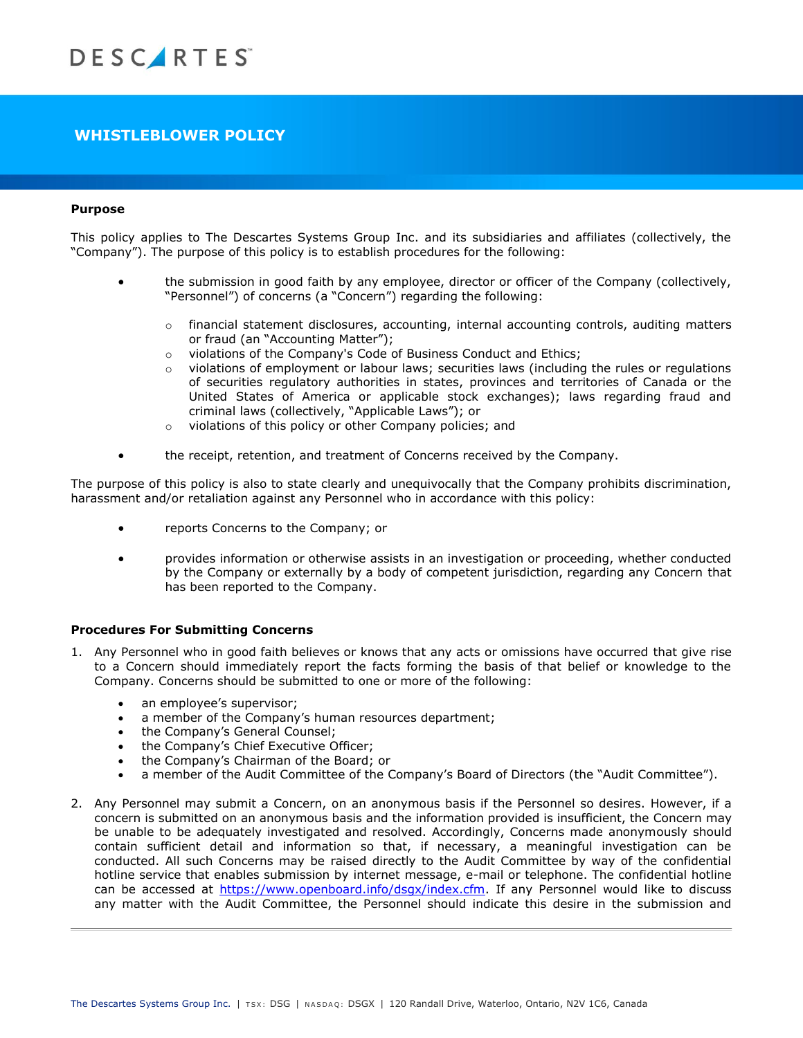# WHISTLEBLOWER POLICY

**Purpose**

This policy applies to The Descartes Systems Group Inc. and its subsidiaries and affiliates (collectively, the "Company"). The purpose of this policy is to establish procedures for the following:

- the submission in good faith by any employee, director or officer of the Company (collectively, "Personnel") of concerns (a "Concern") regarding the following:
  - financial statement disclosures, accounting, internal accounting controls, auditing matters or fraud (an "Accounting Matter");
  - violations of the Company's Code of Business Conduct and Ethics;
  - violations of employment or labour laws; securities laws (including the rules or regulations of securities regulatory authorities in states, provinces and territories of Canada or the United States of America or applicable stock exchanges); laws regarding fraud and criminal laws (collectively, "Applicable Laws"); or
  - violations of this policy or other Company policies; and
- the receipt, retention, and treatment of Concerns received by the Company.

The purpose of this policy is also to state clearly and unequivocally that the Company prohibits discrimination, harassment and/or retaliation against any Personnel who in accordance with this policy:

- reports Concerns to the Company; or
- provides information or otherwise assists in an investigation or proceeding, whether conducted by the Company or externally by a body of competent jurisdiction, regarding any Concern that has been reported to the Company.

**Procedures For Submitting Concerns**

1. Any Personnel who in good faith believes or knows that any acts or omissions have occurred that give rise to a Concern should immediately report the facts forming the basis of that belief or knowledge to the Company. Concerns should be submitted to one or more of the following:
   - an employee's supervisor;
   - a member of the Company's human resources department;
   - the Company's General Counsel;
   - the Company's Chief Executive Officer;
   - the Company's Chairman of the Board; or
   - a member of the Audit Committee of the Company's Board of Directors (the "Audit Committee").

2. Any Personnel may submit a Concern, on an anonymous basis if the Personnel so desires. However, if a concern is submitted on an anonymous basis and the information provided is insufficient, the Concern may be unable to be adequately investigated and resolved. Accordingly, Concerns made anonymously should contain sufficient detail and information so that, if necessary, a meaningful investigation can be conducted. All such Concerns may be raised directly to the Audit Committee by way of the confidential hotline service that enables submission by internet message, e-mail or telephone. The confidential hotline can be accessed at https://www.openboard.info/dsgx/index.cfm. If any Personnel would like to discuss any matter with the Audit Committee, the Personnel should indicate this desire in the submission and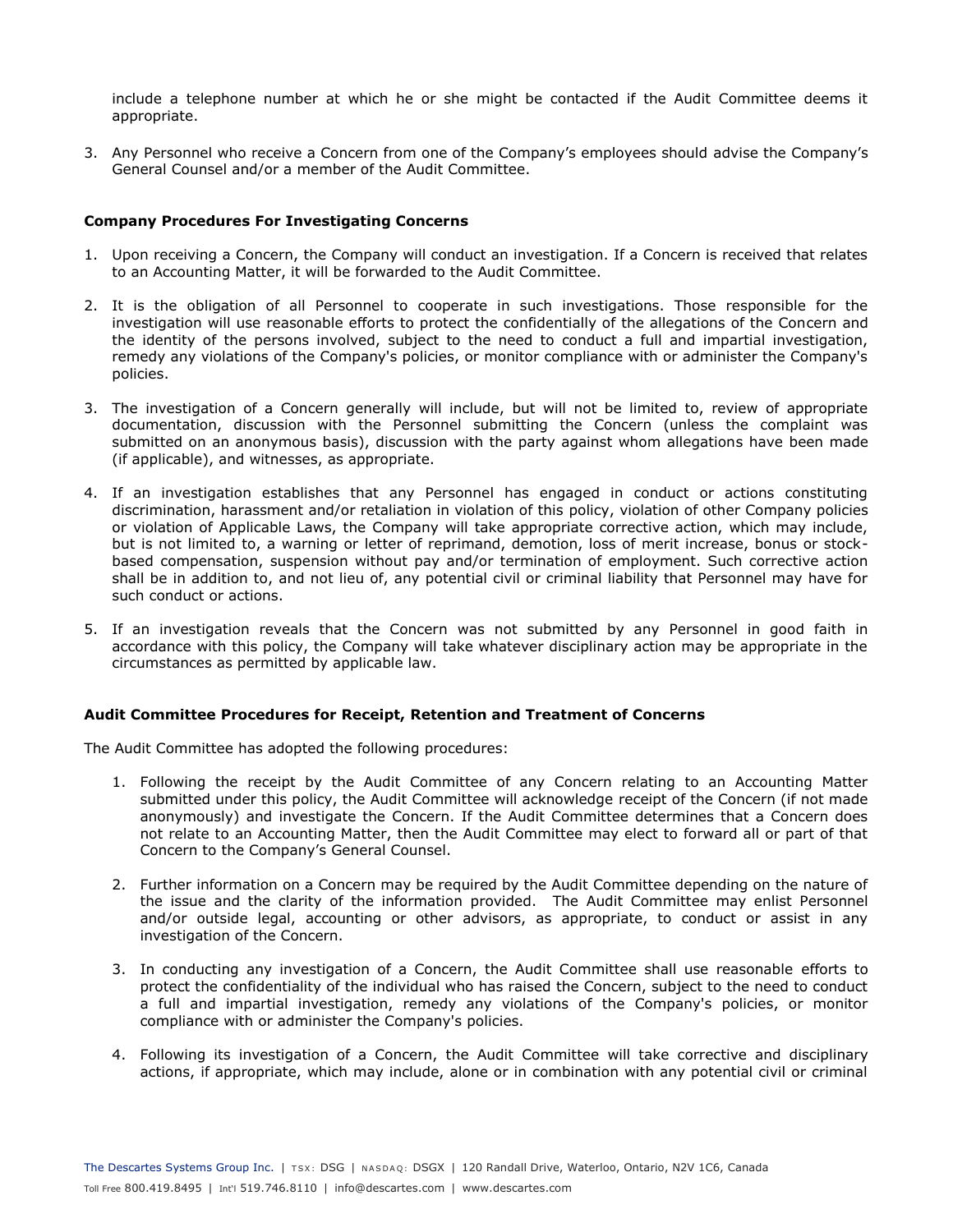include a telephone number at which he or she might be contacted if the Audit Committee deems it appropriate.

3. Any Personnel who receive a Concern from one of the Company's employees should advise the Company's General Counsel and/or a member of the Audit Committee.

**Company Procedures For Investigating Concerns**

1. Upon receiving a Concern, the Company will conduct an investigation. If a Concern is received that relates to an Accounting Matter, it will be forwarded to the Audit Committee.

2. It is the obligation of all Personnel to cooperate in such investigations. Those responsible for the investigation will use reasonable efforts to protect the confidentially of the allegations of the Concern and the identity of the persons involved, subject to the need to conduct a full and impartial investigation, remedy any violations of the Company's policies, or monitor compliance with or administer the Company's policies.

3. The investigation of a Concern generally will include, but will not be limited to, review of appropriate documentation, discussion with the Personnel submitting the Concern (unless the complaint was submitted on an anonymous basis), discussion with the party against whom allegations have been made (if applicable), and witnesses, as appropriate.

4. If an investigation establishes that any Personnel has engaged in conduct or actions constituting discrimination, harassment and/or retaliation in violation of this policy, violation of other Company policies or violation of Applicable Laws, the Company will take appropriate corrective action, which may include, but is not limited to, a warning or letter of reprimand, demotion, loss of merit increase, bonus or stock-based compensation, suspension without pay and/or termination of employment. Such corrective action shall be in addition to, and not lieu of, any potential civil or criminal liability that Personnel may have for such conduct or actions.

5. If an investigation reveals that the Concern was not submitted by any Personnel in good faith in accordance with this policy, the Company will take whatever disciplinary action may be appropriate in the circumstances as permitted by applicable law.

**Audit Committee Procedures for Receipt, Retention and Treatment of Concerns**

The Audit Committee has adopted the following procedures:

1. Following the receipt by the Audit Committee of any Concern relating to an Accounting Matter submitted under this policy, the Audit Committee will acknowledge receipt of the Concern (if not made anonymously) and investigate the Concern. If the Audit Committee determines that a Concern does not relate to an Accounting Matter, then the Audit Committee may elect to forward all or part of that Concern to the Company's General Counsel.

2. Further information on a Concern may be required by the Audit Committee depending on the nature of the issue and the clarity of the information provided. The Audit Committee may enlist Personnel and/or outside legal, accounting or other advisors, as appropriate, to conduct or assist in any investigation of the Concern.

3. In conducting any investigation of a Concern, the Audit Committee shall use reasonable efforts to protect the confidentiality of the individual who has raised the Concern, subject to the need to conduct a full and impartial investigation, remedy any violations of the Company's policies, or monitor compliance with or administer the Company's policies.

4. Following its investigation of a Concern, the Audit Committee will take corrective and disciplinary actions, if appropriate, which may include, alone or in combination with any potential civil or criminal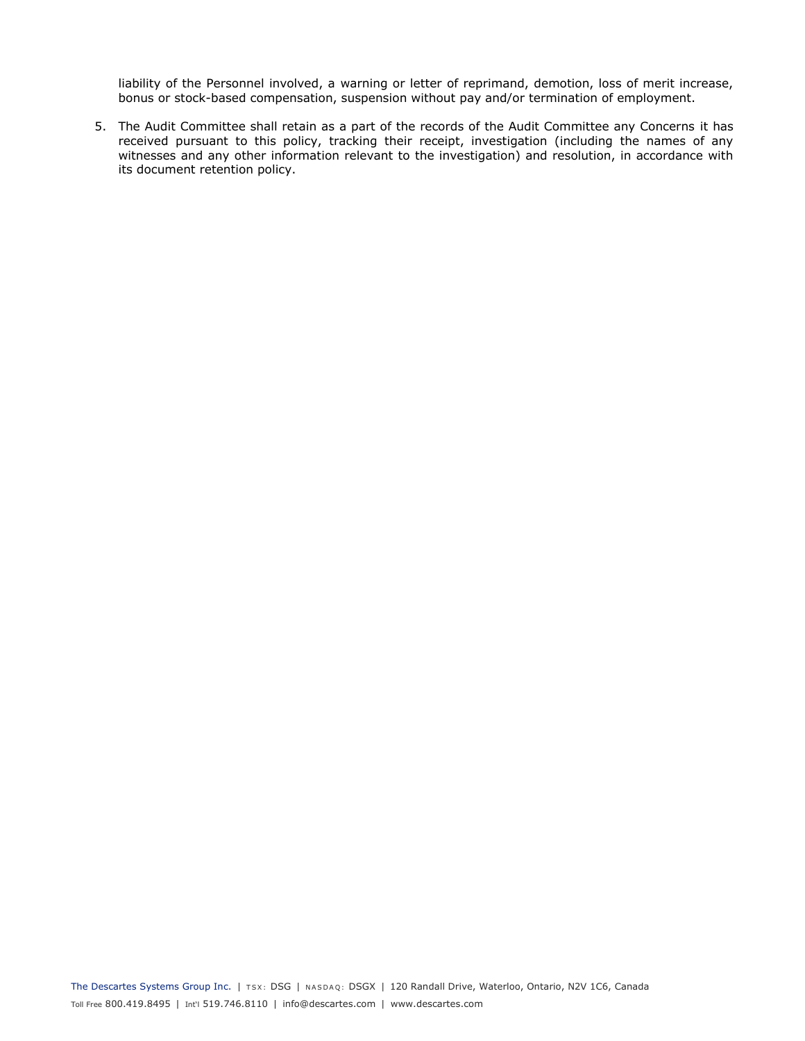liability of the Personnel involved, a warning or letter of reprimand, demotion, loss of merit increase, bonus or stock-based compensation, suspension without pay and/or termination of employment.

5. The Audit Committee shall retain as a part of the records of the Audit Committee any Concerns it has received pursuant to this policy, tracking their receipt, investigation (including the names of any witnesses and any other information relevant to the investigation) and resolution, in accordance with its document retention policy.